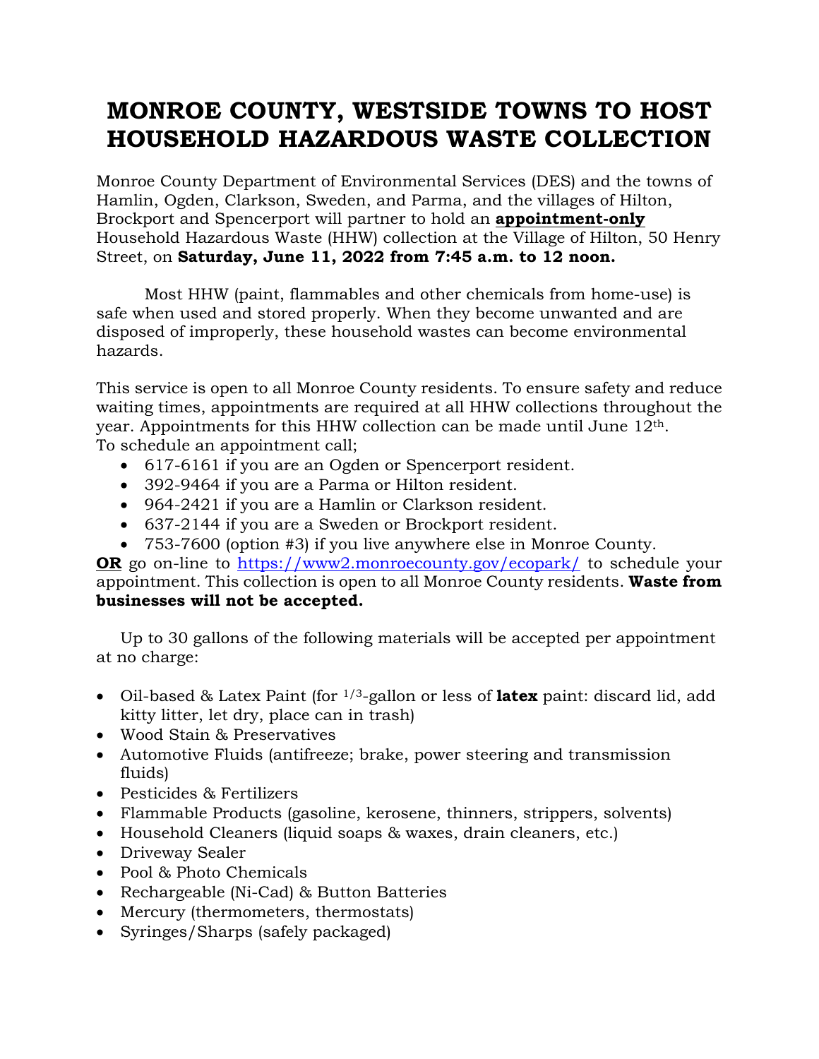# MONROE COUNTY, WESTSIDE TOWNS TO HOST HOUSEHOLD HAZARDOUS WASTE COLLECTION

Monroe County Department of Environmental Services (DES) and the towns of Hamlin, Ogden, Clarkson, Sweden, and Parma, and the villages of Hilton, Brockport and Spencerport will partner to hold an **appointment-only** Household Hazardous Waste (HHW) collection at the Village of Hilton, 50 Henry Street, on **Saturday, June 11, 2022 from 7:45 a.m. to 12 noon.**

Most HHW (paint, flammables and other chemicals from home-use) is safe when used and stored properly. When they become unwanted and are disposed of improperly, these household wastes can become environmental hazards.

This service is open to all Monroe County residents. To ensure safety and reduce waiting times, appointments are required at all HHW collections throughout the year. Appointments for this HHW collection can be made until June 12th.
To schedule an appointment call;

- 617-6161 if you are an Ogden or Spencerport resident.
- 392-9464 if you are a Parma or Hilton resident.
- 964-2421 if you are a Hamlin or Clarkson resident.
- 637-2144 if you are a Sweden or Brockport resident.
- 753-7600 (option #3) if you live anywhere else in Monroe County.

**OR** go on-line to https://www2.monroecounty.gov/ecopark/ to schedule your appointment. This collection is open to all Monroe County residents. **Waste from businesses will not be accepted.**

Up to 30 gallons of the following materials will be accepted per appointment at no charge:

- Oil-based & Latex Paint (for 1/3-gallon or less of **latex** paint: discard lid, add kitty litter, let dry, place can in trash)
- Wood Stain & Preservatives
- Automotive Fluids (antifreeze; brake, power steering and transmission fluids)
- Pesticides & Fertilizers
- Flammable Products (gasoline, kerosene, thinners, strippers, solvents)
- Household Cleaners (liquid soaps & waxes, drain cleaners, etc.)
- Driveway Sealer
- Pool & Photo Chemicals
- Rechargeable (Ni-Cad) & Button Batteries
- Mercury (thermometers, thermostats)
- Syringes/Sharps (safely packaged)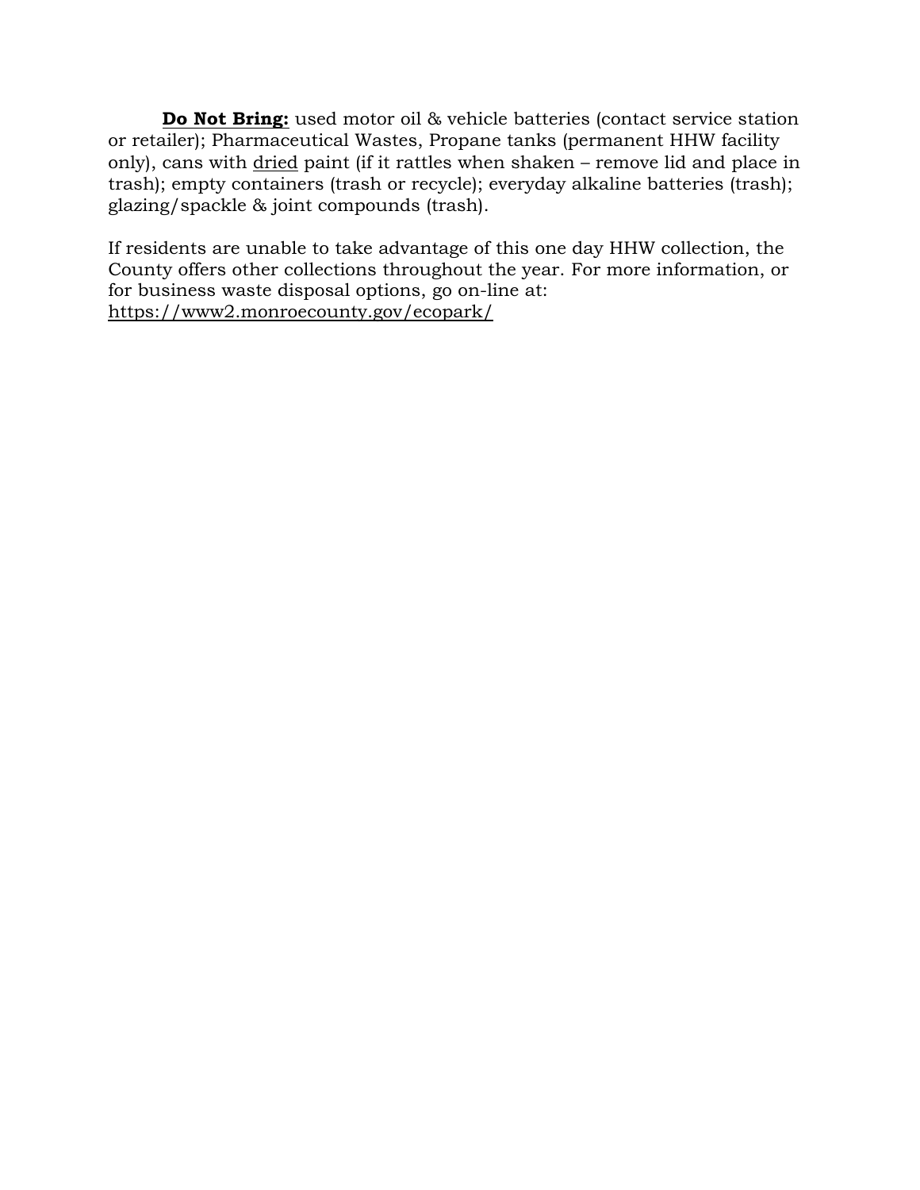**Do Not Bring:** used motor oil & vehicle batteries (contact service station or retailer); Pharmaceutical Wastes, Propane tanks (permanent HHW facility only), cans with dried paint (if it rattles when shaken – remove lid and place in trash); empty containers (trash or recycle); everyday alkaline batteries (trash); glazing/spackle & joint compounds (trash).

If residents are unable to take advantage of this one day HHW collection, the County offers other collections throughout the year. For more information, or for business waste disposal options, go on-line at: https://www2.monroecounty.gov/ecopark/